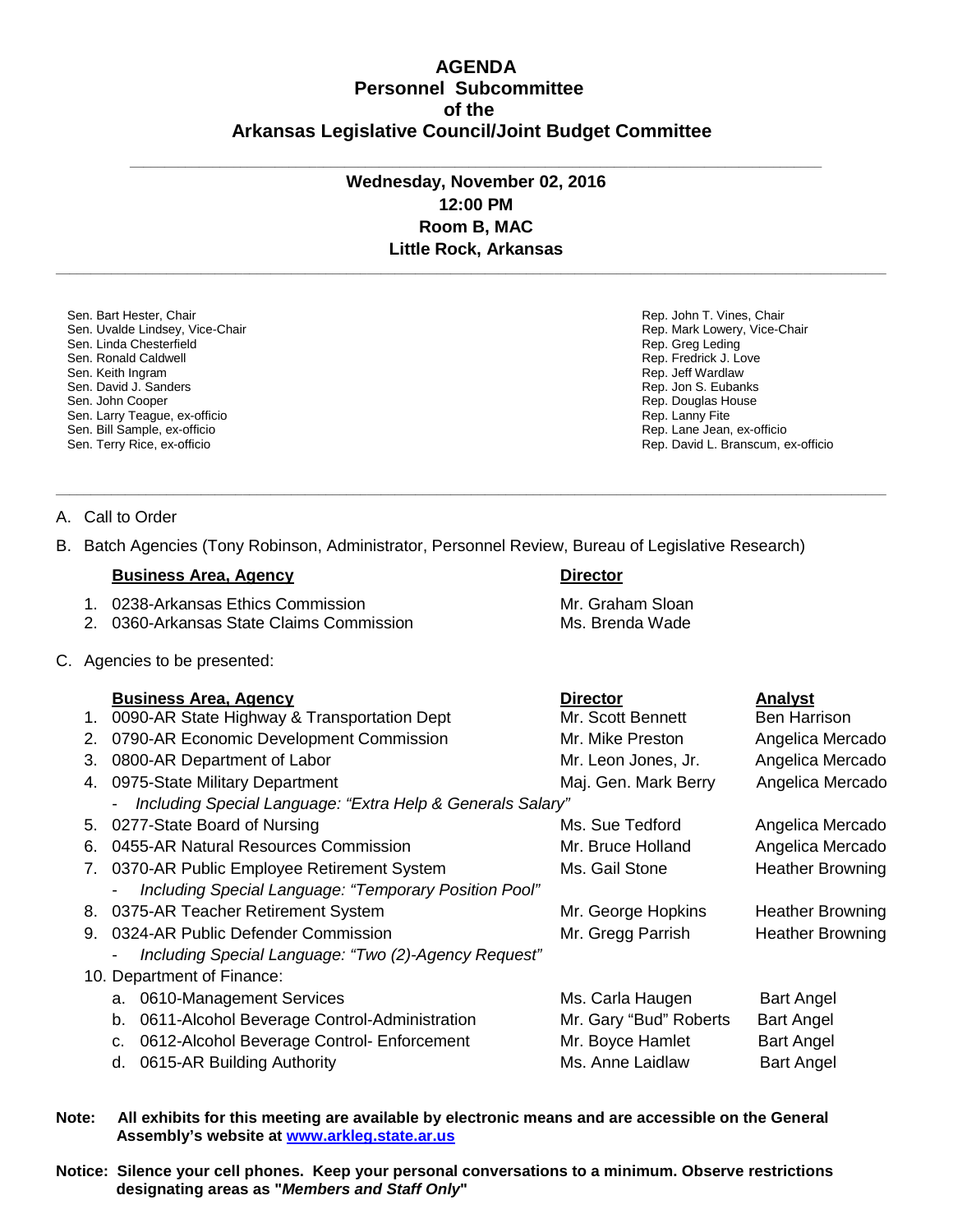# AGENDA
## Personnel Subcommittee
## of the
## Arkansas Legislative Council/Joint Budget Committee

---

**Wednesday, November 02, 2016**
**12:00 PM**
**Room B, MAC**
**Little Rock, Arkansas**

---

Sen. Bart Hester, Chair
Sen. Uvalde Lindsey, Vice-Chair
Sen. Linda Chesterfield
Sen. Ronald Caldwell
Sen. Keith Ingram
Sen. David J. Sanders
Sen. John Cooper
Sen. Larry Teague, ex-officio
Sen. Bill Sample, ex-officio
Sen. Terry Rice, ex-officio

Rep. John T. Vines, Chair
Rep. Mark Lowery, Vice-Chair
Rep. Greg Leding
Rep. Fredrick J. Love
Rep. Jeff Wardlaw
Rep. Jon S. Eubanks
Rep. Douglas House
Rep. Lanny Fite
Rep. Lane Jean, ex-officio
Rep. David L. Branscum, ex-officio

---

A. Call to Order

B. Batch Agencies (Tony Robinson, Administrator, Personnel Review, Bureau of Legislative Research)

| | **Business Area, Agency** | **Director** |
|---|---|---|
| 1. | 0238-Arkansas Ethics Commission | Mr. Graham Sloan |
| 2. | 0360-Arkansas State Claims Commission | Ms. Brenda Wade |

C. Agencies to be presented:

| | **Business Area, Agency** | **Director** | **Analyst** |
|---|---|---|---|
| 1. | 0090-AR State Highway & Transportation Dept | Mr. Scott Bennett | Ben Harrison |
| 2. | 0790-AR Economic Development Commission | Mr. Mike Preston | Angelica Mercado |
| 3. | 0800-AR Department of Labor | Mr. Leon Jones, Jr. | Angelica Mercado |
| 4. | 0975-State Military Department | Maj. Gen. Mark Berry | Angelica Mercado |
| | - *Including Special Language: "Extra Help & Generals Salary"* | | |
| 5. | 0277-State Board of Nursing | Ms. Sue Tedford | Angelica Mercado |
| 6. | 0455-AR Natural Resources Commission | Mr. Bruce Holland | Angelica Mercado |
| 7. | 0370-AR Public Employee Retirement System | Ms. Gail Stone | Heather Browning |
| | - *Including Special Language: "Temporary Position Pool"* | | |
| 8. | 0375-AR Teacher Retirement System | Mr. George Hopkins | Heather Browning |
| 9. | 0324-AR Public Defender Commission | Mr. Gregg Parrish | Heather Browning |
| | - *Including Special Language: "Two (2)-Agency Request"* | | |
| 10. | Department of Finance: | | |
| | a. 0610-Management Services | Ms. Carla Haugen | Bart Angel |
| | b. 0611-Alcohol Beverage Control-Administration | Mr. Gary "Bud" Roberts | Bart Angel |
| | c. 0612-Alcohol Beverage Control- Enforcement | Mr. Boyce Hamlet | Bart Angel |
| | d. 0615-AR Building Authority | Ms. Anne Laidlaw | Bart Angel |

**Note: All exhibits for this meeting are available by electronic means and are accessible on the General Assembly's website at [www.arkleg.state.ar.us](http://www.arkleg.state.ar.us)**

**Notice: Silence your cell phones. Keep your personal conversations to a minimum. Observe restrictions designating areas as "*Members and Staff Only*"**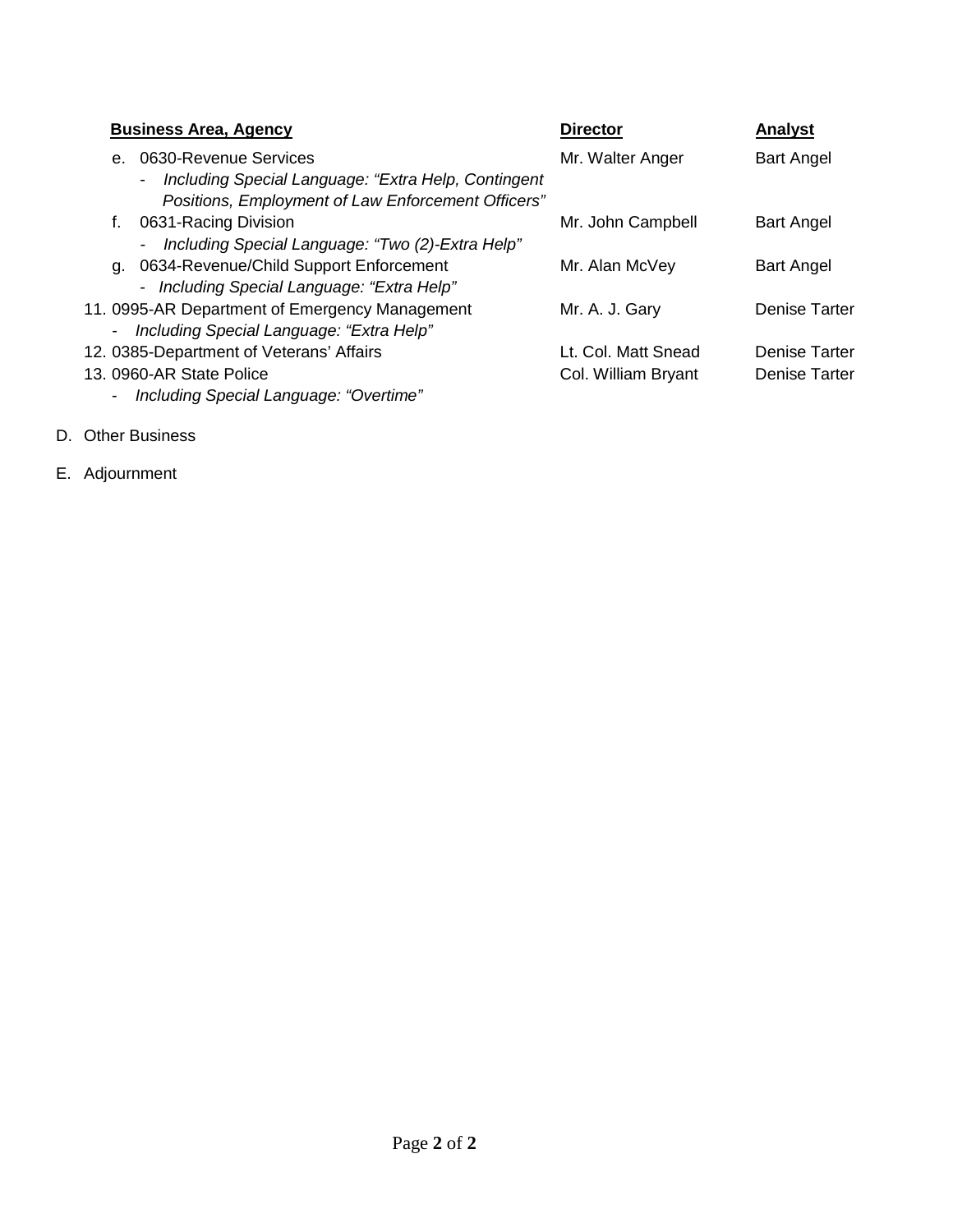| Business Area, Agency | Director | Analyst |
|---|---|---|
| e. 0630-Revenue Services | Mr. Walter Anger | Bart Angel |
| - *Including Special Language: "Extra Help, Contingent Positions, Employment of Law Enforcement Officers"* | | |
| f. 0631-Racing Division | Mr. John Campbell | Bart Angel |
| - *Including Special Language: "Two (2)-Extra Help"* | | |
| g. 0634-Revenue/Child Support Enforcement | Mr. Alan McVey | Bart Angel |
| - *Including Special Language: "Extra Help"* | | |
| 11. 0995-AR Department of Emergency Management | Mr. A. J. Gary | Denise Tarter |
| - *Including Special Language: "Extra Help"* | | |
| 12. 0385-Department of Veterans' Affairs | Lt. Col. Matt Snead | Denise Tarter |
| 13. 0960-AR State Police | Col. William Bryant | Denise Tarter |
| - *Including Special Language: "Overtime"* | | |

D. Other Business

E. Adjournment